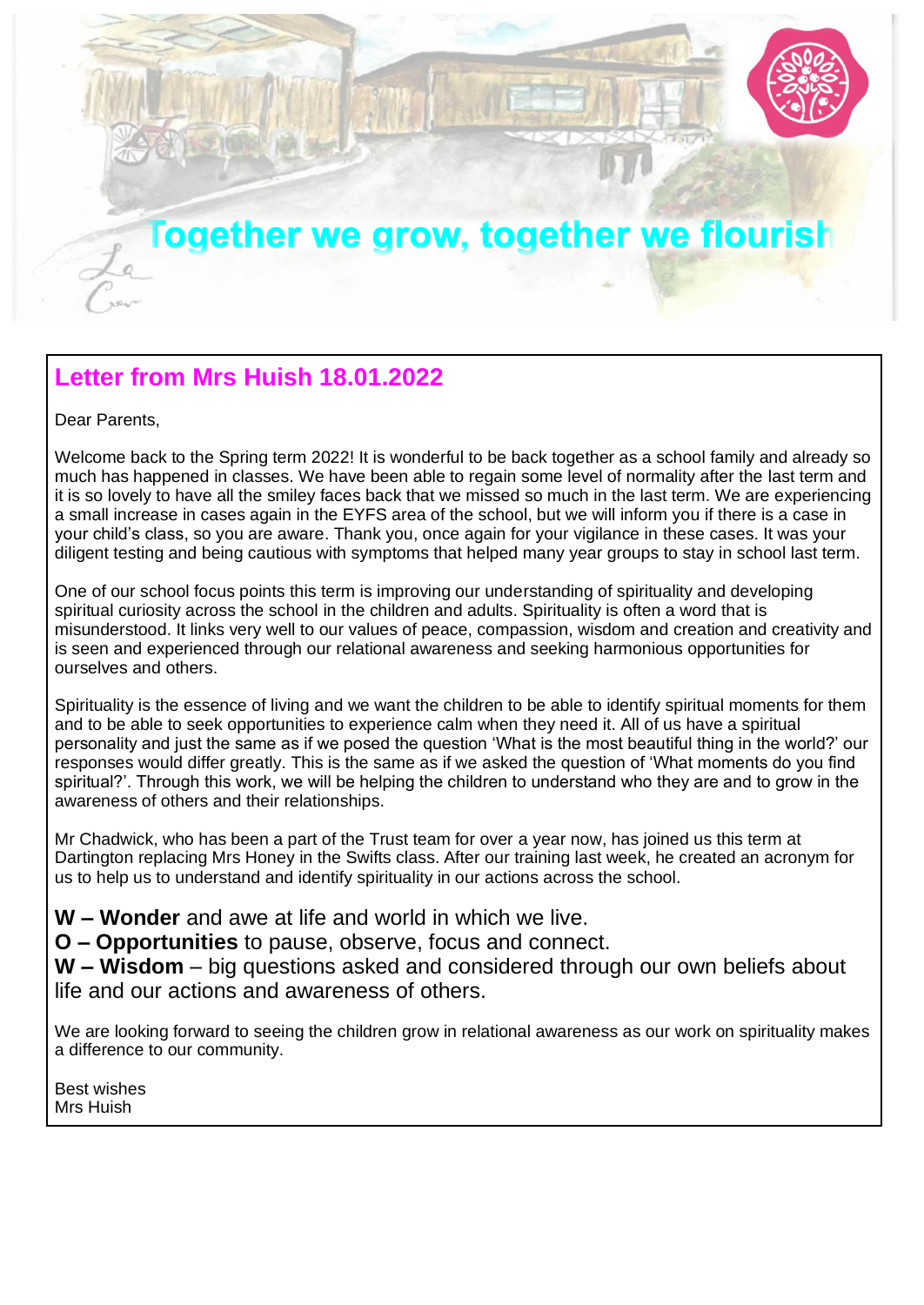Together we grow, together we flourish

## Letter from Mrs Huish 18.01.2022

Dear Parents,

Welcome back to the Spring term 2022! It is wonderful to be back together as a school family and already so much has happened in classes. We have been able to regain some level of normality after the last term and it is so lovely to have all the smiley faces back that we missed so much in the last term. We are experiencing a small increase in cases again in the EYFS area of the school, but we will inform you if there is a case in your child's class, so you are aware. Thank you, once again for your vigilance in these cases. It was your diligent testing and being cautious with symptoms that helped many year groups to stay in school last term.

One of our school focus points this term is improving our understanding of spirituality and developing spiritual curiosity across the school in the children and adults. Spirituality is often a word that is misunderstood. It links very well to our values of peace, compassion, wisdom and creation and creativity and is seen and experienced through our relational awareness and seeking harmonious opportunities for ourselves and others.

Spirituality is the essence of living and we want the children to be able to identify spiritual moments for them and to be able to seek opportunities to experience calm when they need it. All of us have a spiritual personality and just the same as if we posed the question 'What is the most beautiful thing in the world?' our responses would differ greatly. This is the same as if we asked the question of 'What moments do you find spiritual?'. Through this work, we will be helping the children to understand who they are and to grow in the awareness of others and their relationships.

Mr Chadwick, who has been a part of the Trust team for over a year now, has joined us this term at Dartington replacing Mrs Honey in the Swifts class. After our training last week, he created an acronym for us to help us to understand and identify spirituality in our actions across the school.

**W – Wonder** and awe at life and world in which we live.
**O – Opportunities** to pause, observe, focus and connect.
**W – Wisdom** – big questions asked and considered through our own beliefs about life and our actions and awareness of others.

We are looking forward to seeing the children grow in relational awareness as our work on spirituality makes a difference to our community.

Best wishes
Mrs Huish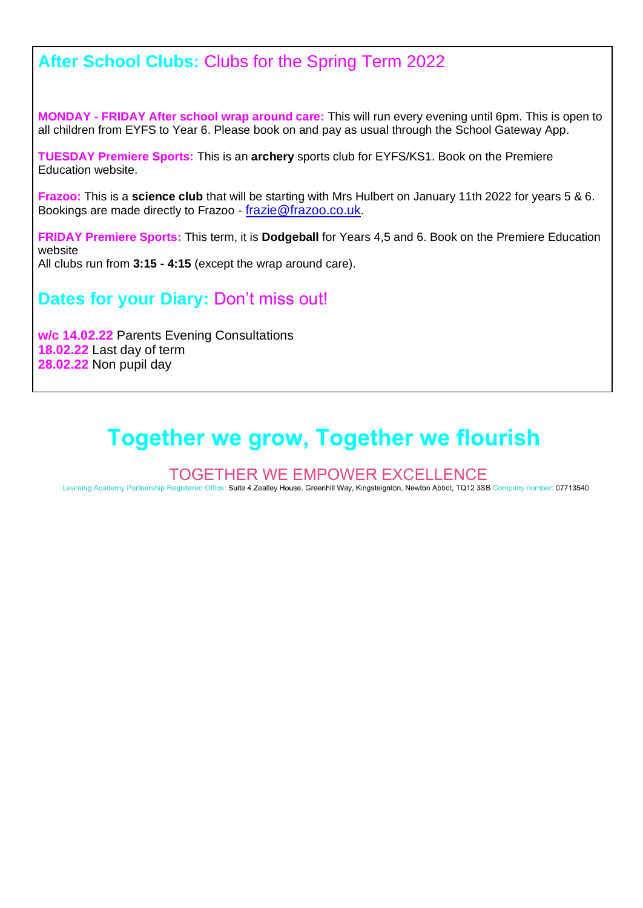## **After School Clubs:** Clubs for the Spring Term 2022

**MONDAY - FRIDAY After school wrap around care:** This will run every evening until 6pm. This is open to all children from EYFS to Year 6. Please book on and pay as usual through the School Gateway App.

**TUESDAY Premiere Sports:** This is an **archery** sports club for EYFS/KS1. Book on the Premiere Education website.

**Frazoo:** This is a **science club** that will be starting with Mrs Hulbert on January 11th 2022 for years 5 & 6. Bookings are made directly to Frazoo - frazie@frazoo.co.uk.

**FRIDAY Premiere Sports:** This term, it is **Dodgeball** for Years 4,5 and 6. Book on the Premiere Education website

All clubs run from **3:15 - 4:15** (except the wrap around care).

## **Dates for your Diary:** Don't miss out!

**w/c 14.02.22** Parents Evening Consultations
**18.02.22** Last day of term
**28.02.22** Non pupil day

# **Together we grow, Together we flourish**

TOGETHER WE EMPOWER EXCELLENCE

Learning Academy Partnership Registered Office: Suite 4 Zealley House, Greenhill Way, Kingsteignton, Newton Abbot, TQ12 3SB Company number: 07713540